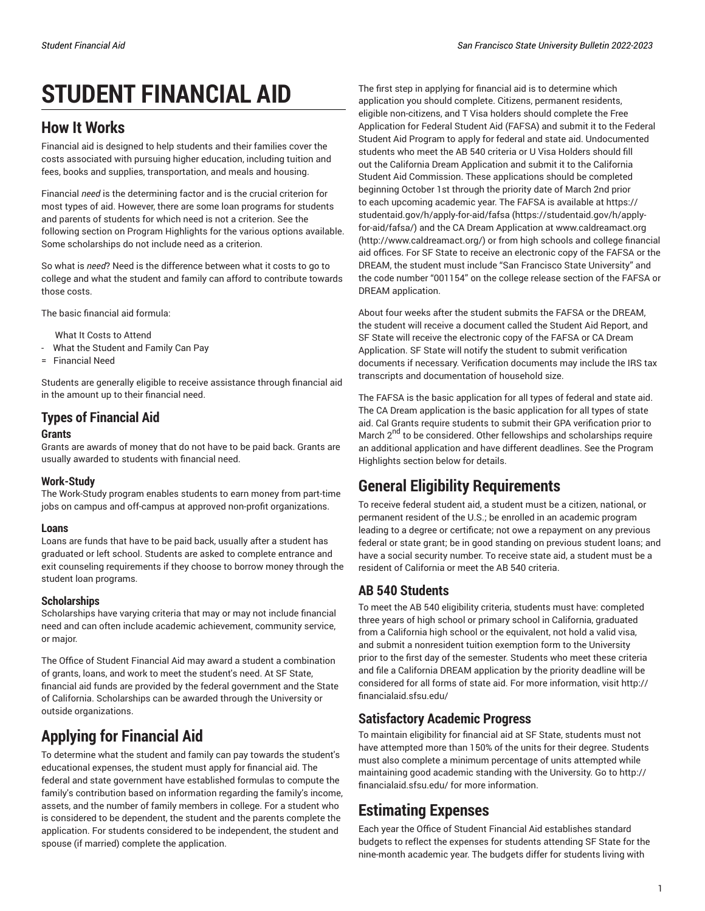# STUDENT FINANCIAL AID

## How It Works

Financial aid is designed to help students and their families cover the costs associated with pursuing higher education, including tuition and fees, books and supplies, transportation, and meals and housing.

Financial *need* is the determining factor and is the crucial criterion for most types of aid. However, there are some loan programs for students and parents of students for which need is not a criterion. See the following section on Program Highlights for the various options available. Some scholarships do not include need as a criterion.

So what is *need*? Need is the difference between what it costs to go to college and what the student and family can afford to contribute towards those costs.

The basic financial aid formula:

What It Costs to Attend
- What the Student and Family Can Pay
= Financial Need

Students are generally eligible to receive assistance through financial aid in the amount up to their financial need.

### Types of Financial Aid

#### Grants

Grants are awards of money that do not have to be paid back. Grants are usually awarded to students with financial need.

#### Work-Study

The Work-Study program enables students to earn money from part-time jobs on campus and off-campus at approved non-profit organizations.

#### Loans

Loans are funds that have to be paid back, usually after a student has graduated or left school. Students are asked to complete entrance and exit counseling requirements if they choose to borrow money through the student loan programs.

#### Scholarships

Scholarships have varying criteria that may or may not include financial need and can often include academic achievement, community service, or major.

The Office of Student Financial Aid may award a student a combination of grants, loans, and work to meet the student's need. At SF State, financial aid funds are provided by the federal government and the State of California. Scholarships can be awarded through the University or outside organizations.

## Applying for Financial Aid

To determine what the student and family can pay towards the student's educational expenses, the student must apply for financial aid. The federal and state government have established formulas to compute the family's contribution based on information regarding the family's income, assets, and the number of family members in college. For a student who is considered to be dependent, the student and the parents complete the application. For students considered to be independent, the student and spouse (if married) complete the application.

The first step in applying for financial aid is to determine which application you should complete. Citizens, permanent residents, eligible non-citizens, and T Visa holders should complete the Free Application for Federal Student Aid (FAFSA) and submit it to the Federal Student Aid Program to apply for federal and state aid. Undocumented students who meet the AB 540 criteria or U Visa Holders should fill out the California Dream Application and submit it to the California Student Aid Commission. These applications should be completed beginning October 1st through the priority date of March 2nd prior to each upcoming academic year. The FAFSA is available at https://studentaid.gov/h/apply-for-aid/fafsa (https://studentaid.gov/h/apply-for-aid/fafsa/) and the CA Dream Application at www.caldreamact.org (http://www.caldreamact.org/) or from high schools and college financial aid offices. For SF State to receive an electronic copy of the FAFSA or the DREAM, the student must include "San Francisco State University" and the code number "001154" on the college release section of the FAFSA or DREAM application.

About four weeks after the student submits the FAFSA or the DREAM, the student will receive a document called the Student Aid Report, and SF State will receive the electronic copy of the FAFSA or CA Dream Application. SF State will notify the student to submit verification documents if necessary. Verification documents may include the IRS tax transcripts and documentation of household size.

The FAFSA is the basic application for all types of federal and state aid. The CA Dream application is the basic application for all types of state aid. Cal Grants require students to submit their GPA verification prior to March 2nd to be considered. Other fellowships and scholarships require an additional application and have different deadlines. See the Program Highlights section below for details.

## General Eligibility Requirements

To receive federal student aid, a student must be a citizen, national, or permanent resident of the U.S.; be enrolled in an academic program leading to a degree or certificate; not owe a repayment on any previous federal or state grant; be in good standing on previous student loans; and have a social security number. To receive state aid, a student must be a resident of California or meet the AB 540 criteria.

### AB 540 Students

To meet the AB 540 eligibility criteria, students must have: completed three years of high school or primary school in California, graduated from a California high school or the equivalent, not hold a valid visa, and submit a nonresident tuition exemption form to the University prior to the first day of the semester. Students who meet these criteria and file a California DREAM application by the priority deadline will be considered for all forms of state aid. For more information, visit http://financialaid.sfsu.edu/

### Satisfactory Academic Progress

To maintain eligibility for financial aid at SF State, students must not have attempted more than 150% of the units for their degree. Students must also complete a minimum percentage of units attempted while maintaining good academic standing with the University. Go to http://financialaid.sfsu.edu/ for more information.

## Estimating Expenses

Each year the Office of Student Financial Aid establishes standard budgets to reflect the expenses for students attending SF State for the nine-month academic year. The budgets differ for students living with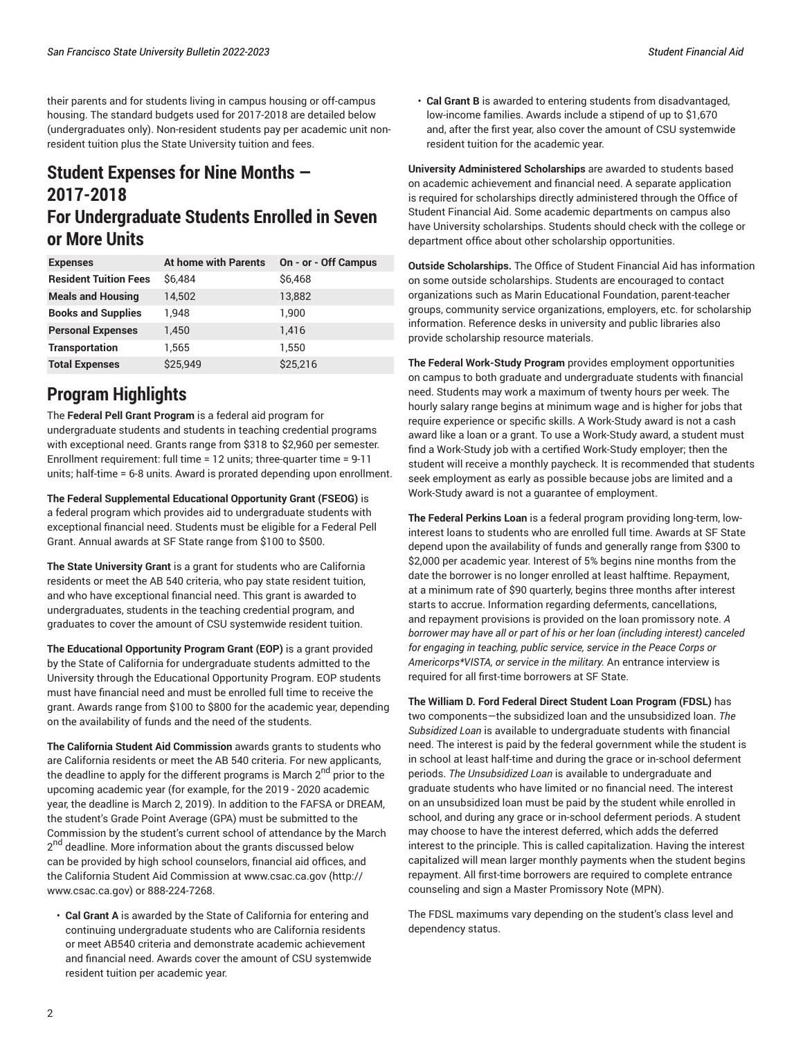their parents and for students living in campus housing or off-campus housing. The standard budgets used for 2017-2018 are detailed below (undergraduates only). Non-resident students pay per academic unit non-resident tuition plus the State University tuition and fees.

## Student Expenses for Nine Months — 2017-2018 For Undergraduate Students Enrolled in Seven or More Units

| Expenses | At home with Parents | On - or - Off Campus |
| --- | --- | --- |
| **Resident Tuition Fees** | $6,484 | $6,468 |
| **Meals and Housing** | 14,502 | 13,882 |
| **Books and Supplies** | 1,948 | 1,900 |
| **Personal Expenses** | 1,450 | 1,416 |
| **Transportation** | 1,565 | 1,550 |
| **Total Expenses** | $25,949 | $25,216 |

## Program Highlights

The **Federal Pell Grant Program** is a federal aid program for undergraduate students and students in teaching credential programs with exceptional need. Grants range from $318 to $2,960 per semester. Enrollment requirement: full time = 12 units; three-quarter time = 9-11 units; half-time = 6-8 units. Award is prorated depending upon enrollment.

**The Federal Supplemental Educational Opportunity Grant (FSEOG)** is a federal program which provides aid to undergraduate students with exceptional financial need. Students must be eligible for a Federal Pell Grant. Annual awards at SF State range from $100 to $500.

**The State University Grant** is a grant for students who are California residents or meet the AB 540 criteria, who pay state resident tuition, and who have exceptional financial need. This grant is awarded to undergraduates, students in the teaching credential program, and graduates to cover the amount of CSU systemwide resident tuition.

**The Educational Opportunity Program Grant (EOP)** is a grant provided by the State of California for undergraduate students admitted to the University through the Educational Opportunity Program. EOP students must have financial need and must be enrolled full time to receive the grant. Awards range from $100 to $800 for the academic year, depending on the availability of funds and the need of the students.

**The California Student Aid Commission** awards grants to students who are California residents or meet the AB 540 criteria. For new applicants, the deadline to apply for the different programs is March 2nd prior to the upcoming academic year (for example, for the 2019 - 2020 academic year, the deadline is March 2, 2019). In addition to the FAFSA or DREAM, the student's Grade Point Average (GPA) must be submitted to the Commission by the student's current school of attendance by the March 2nd deadline. More information about the grants discussed below can be provided by high school counselors, financial aid offices, and the California Student Aid Commission at www.csac.ca.gov (http://www.csac.ca.gov) or 888-224-7268.

- **Cal Grant A** is awarded by the State of California for entering and continuing undergraduate students who are California residents or meet AB540 criteria and demonstrate academic achievement and financial need. Awards cover the amount of CSU systemwide resident tuition per academic year.
- **Cal Grant B** is awarded to entering students from disadvantaged, low-income families. Awards include a stipend of up to $1,670 and, after the first year, also cover the amount of CSU systemwide resident tuition for the academic year.

**University Administered Scholarships** are awarded to students based on academic achievement and financial need. A separate application is required for scholarships directly administered through the Office of Student Financial Aid. Some academic departments on campus also have University scholarships. Students should check with the college or department office about other scholarship opportunities.

**Outside Scholarships.** The Office of Student Financial Aid has information on some outside scholarships. Students are encouraged to contact organizations such as Marin Educational Foundation, parent-teacher groups, community service organizations, employers, etc. for scholarship information. Reference desks in university and public libraries also provide scholarship resource materials.

**The Federal Work-Study Program** provides employment opportunities on campus to both graduate and undergraduate students with financial need. Students may work a maximum of twenty hours per week. The hourly salary range begins at minimum wage and is higher for jobs that require experience or specific skills. A Work-Study award is not a cash award like a loan or a grant. To use a Work-Study award, a student must find a Work-Study job with a certified Work-Study employer; then the student will receive a monthly paycheck. It is recommended that students seek employment as early as possible because jobs are limited and a Work-Study award is not a guarantee of employment.

**The Federal Perkins Loan** is a federal program providing long-term, low-interest loans to students who are enrolled full time. Awards at SF State depend upon the availability of funds and generally range from $300 to $2,000 per academic year. Interest of 5% begins nine months from the date the borrower is no longer enrolled at least halftime. Repayment, at a minimum rate of $90 quarterly, begins three months after interest starts to accrue. Information regarding deferments, cancellations, and repayment provisions is provided on the loan promissory note. *A borrower may have all or part of his or her loan (including interest) canceled for engaging in teaching, public service, service in the Peace Corps or Americorps*VISTA, or service in the military.* An entrance interview is required for all first-time borrowers at SF State.

**The William D. Ford Federal Direct Student Loan Program (FDSL)** has two components—the subsidized loan and the unsubsidized loan. *The Subsidized Loan* is available to undergraduate students with financial need. The interest is paid by the federal government while the student is in school at least half-time and during the grace or in-school deferment periods. *The Unsubsidized Loan* is available to undergraduate and graduate students who have limited or no financial need. The interest on an unsubsidized loan must be paid by the student while enrolled in school, and during any grace or in-school deferment periods. A student may choose to have the interest deferred, which adds the deferred interest to the principle. This is called capitalization. Having the interest capitalized will mean larger monthly payments when the student begins repayment. All first-time borrowers are required to complete entrance counseling and sign a Master Promissory Note (MPN).

The FDSL maximums vary depending on the student's class level and dependency status.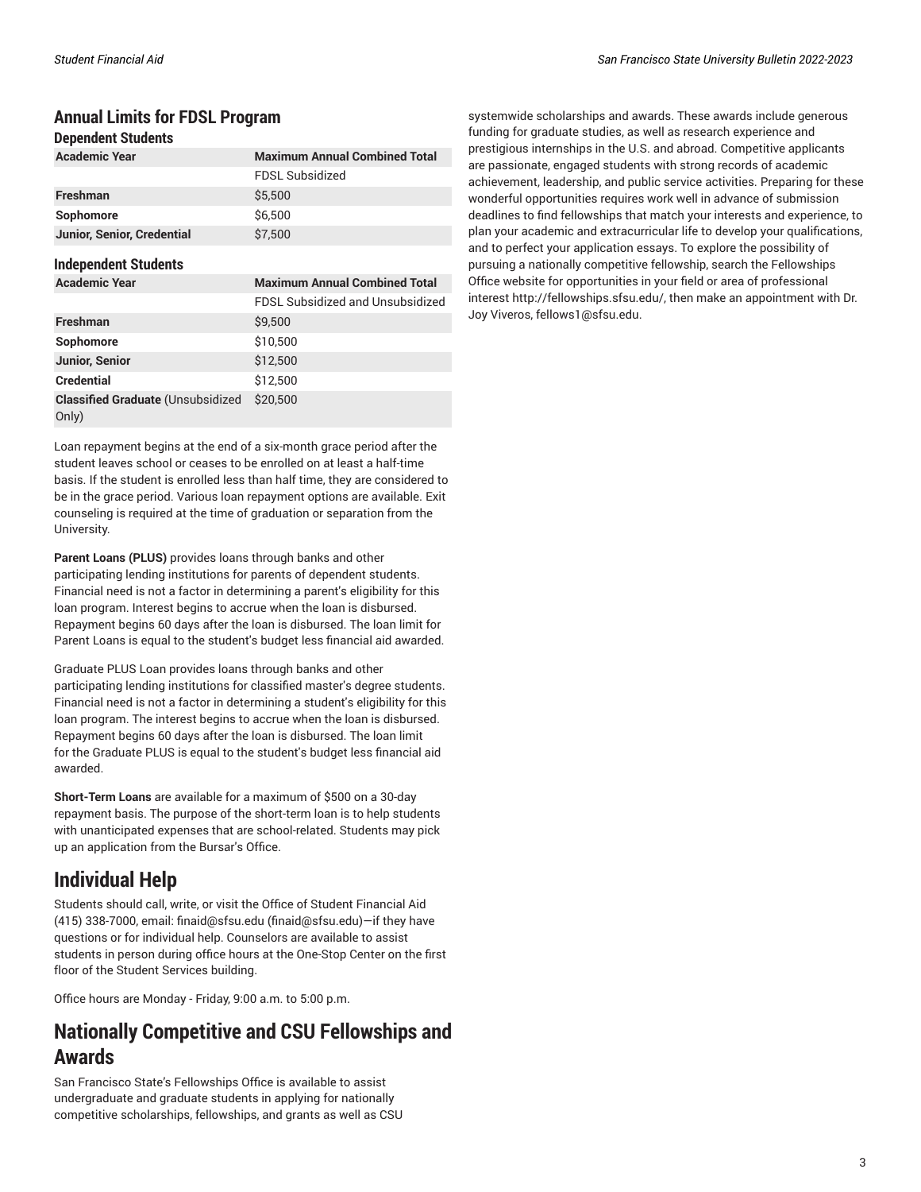## Annual Limits for FDSL Program

### Dependent Students

| Academic Year | Maximum Annual Combined Total |
|---|---|
| | FDSL Subsidized |
| **Freshman** | $5,500 |
| **Sophomore** | $6,500 |
| **Junior, Senior, Credential** | $7,500 |

### Independent Students

| Academic Year | Maximum Annual Combined Total |
|---|---|
| | FDSL Subsidized and Unsubsidized |
| **Freshman** | $9,500 |
| **Sophomore** | $10,500 |
| **Junior, Senior** | $12,500 |
| **Credential** | $12,500 |
| **Classified Graduate** (Unsubsidized Only) | $20,500 |

Loan repayment begins at the end of a six-month grace period after the student leaves school or ceases to be enrolled on at least a half-time basis. If the student is enrolled less than half time, they are considered to be in the grace period. Various loan repayment options are available. Exit counseling is required at the time of graduation or separation from the University.

**Parent Loans (PLUS)** provides loans through banks and other participating lending institutions for parents of dependent students. Financial need is not a factor in determining a parent's eligibility for this loan program. Interest begins to accrue when the loan is disbursed. Repayment begins 60 days after the loan is disbursed. The loan limit for Parent Loans is equal to the student's budget less financial aid awarded.

Graduate PLUS Loan provides loans through banks and other participating lending institutions for classified master's degree students. Financial need is not a factor in determining a student's eligibility for this loan program. The interest begins to accrue when the loan is disbursed. Repayment begins 60 days after the loan is disbursed. The loan limit for the Graduate PLUS is equal to the student's budget less financial aid awarded.

**Short-Term Loans** are available for a maximum of $500 on a 30-day repayment basis. The purpose of the short-term loan is to help students with unanticipated expenses that are school-related. Students may pick up an application from the Bursar's Office.

# Individual Help

Students should call, write, or visit the Office of Student Financial Aid (415) 338-7000, email: finaid@sfsu.edu (finaid@sfsu.edu)—if they have questions or for individual help. Counselors are available to assist students in person during office hours at the One-Stop Center on the first floor of the Student Services building.

Office hours are Monday - Friday, 9:00 a.m. to 5:00 p.m.

# Nationally Competitive and CSU Fellowships and Awards

San Francisco State's Fellowships Office is available to assist undergraduate and graduate students in applying for nationally competitive scholarships, fellowships, and grants as well as CSU systemwide scholarships and awards. These awards include generous funding for graduate studies, as well as research experience and prestigious internships in the U.S. and abroad. Competitive applicants are passionate, engaged students with strong records of academic achievement, leadership, and public service activities. Preparing for these wonderful opportunities requires work well in advance of submission deadlines to find fellowships that match your interests and experience, to plan your academic and extracurricular life to develop your qualifications, and to perfect your application essays. To explore the possibility of pursuing a nationally competitive fellowship, search the Fellowships Office website for opportunities in your field or area of professional interest http://fellowships.sfsu.edu/, then make an appointment with Dr. Joy Viveros, fellows1@sfsu.edu.